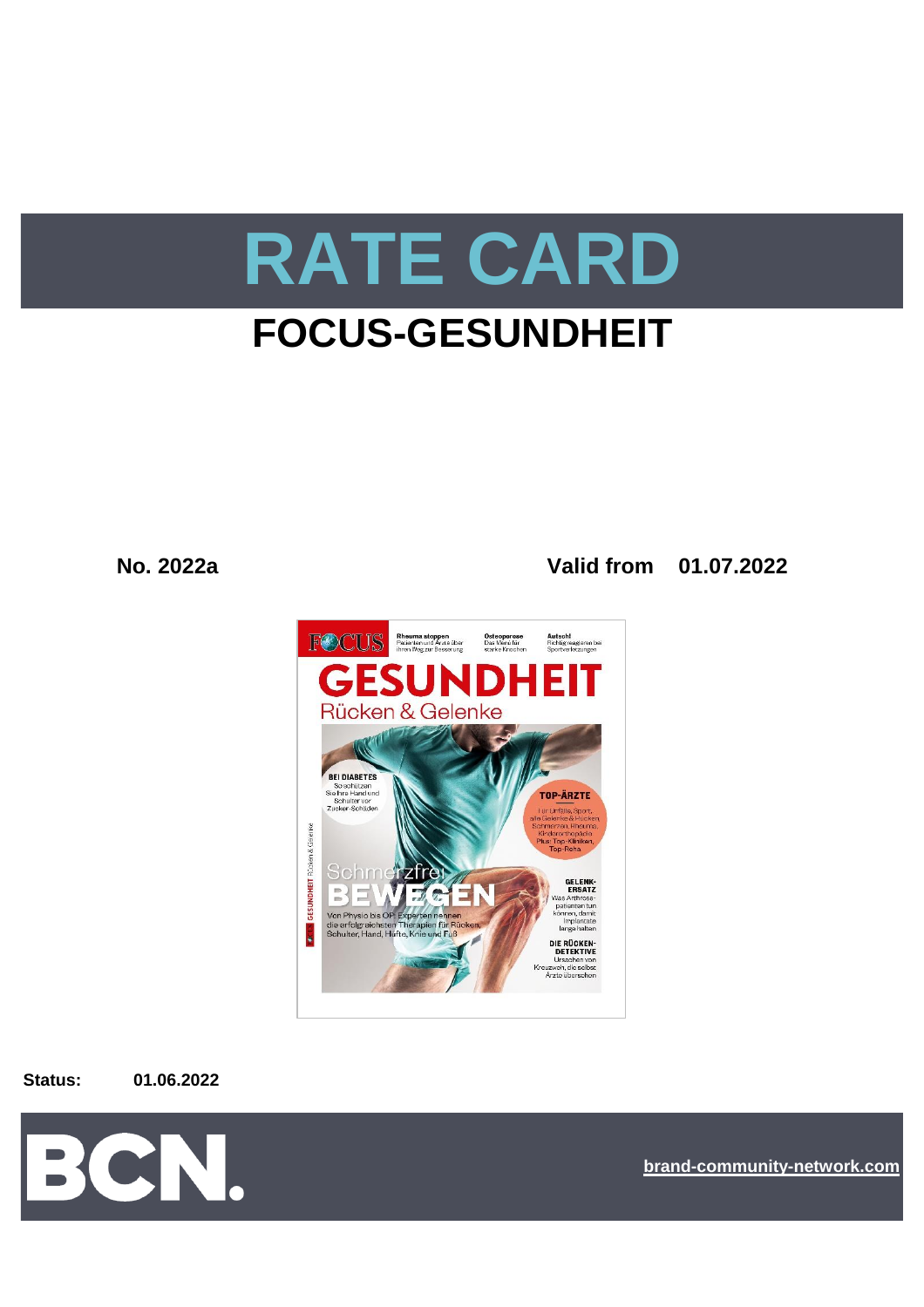# RATE CARD

## FOCUS-GESUNDHEIT

**No. 2022a** **Valid from 01.07.2022**

**Status:** **01.06.2022**

BCN.

brand-community-network.com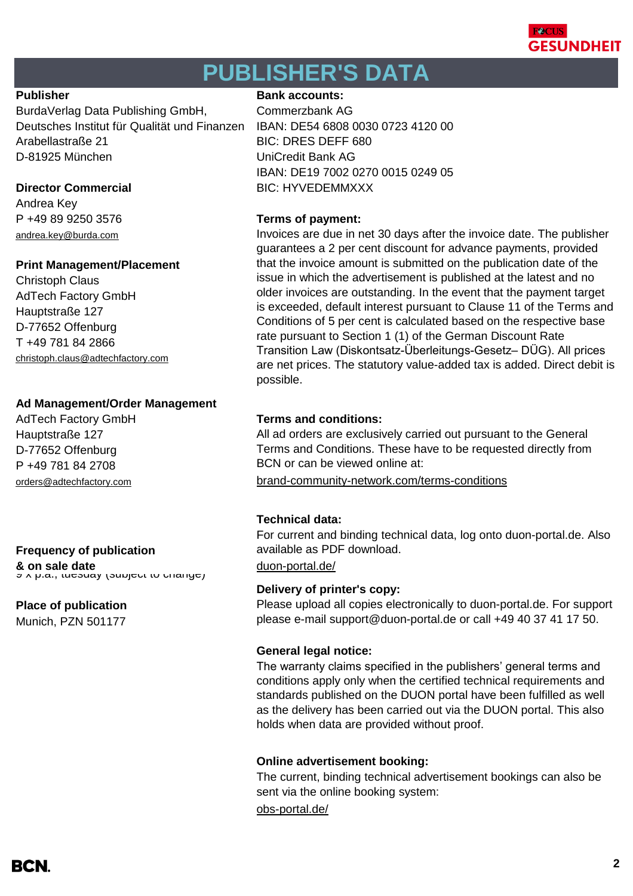# PUBLISHER'S DATA

**Publisher**

BurdaVerlag Data Publishing GmbH,
Deutsches Institut für Qualität und Finanzen
Arabellastraße 21
D-81925 München

**Director Commercial**

Andrea Key
P +49 89 9250 3576
andrea.key@burda.com

**Print Management/Placement**

Christoph Claus
AdTech Factory GmbH
Hauptstraße 127
D-77652 Offenburg
T +49 781 84 2866
christoph.claus@adtechfactory.com

**Ad Management/Order Management**

AdTech Factory GmbH
Hauptstraße 127
D-77652 Offenburg
P +49 781 84 2708
orders@adtechfactory.com

**Frequency of publication & on sale date**

9 x p.a., tuesday (subject to change)

**Place of publication**

Munich, PZN 501177

**Bank accounts:**

Commerzbank AG
IBAN: DE54 6808 0030 0723 4120 00
BIC: DRES DEFF 680
UniCredit Bank AG
IBAN: DE19 7002 0270 0015 0249 05
BIC: HYVEDEMMXXX

**Terms of payment:**

Invoices are due in net 30 days after the invoice date. The publisher guarantees a 2 per cent discount for advance payments, provided that the invoice amount is submitted on the publication date of the issue in which the advertisement is published at the latest and no older invoices are outstanding. In the event that the payment target is exceeded, default interest pursuant to Clause 11 of the Terms and Conditions of 5 per cent is calculated based on the respective base rate pursuant to Section 1 (1) of the German Discount Rate Transition Law (Diskontsatz-Überleitungs-Gesetz– DÜG). All prices are net prices. The statutory value-added tax is added. Direct debit is possible.

**Terms and conditions:**

All ad orders are exclusively carried out pursuant to the General Terms and Conditions. These have to be requested directly from BCN or can be viewed online at:

brand-community-network.com/terms-conditions

**Technical data:**

For current and binding technical data, log onto duon-portal.de. Also available as PDF download.

duon-portal.de/

**Delivery of printer's copy:**

Please upload all copies electronically to duon-portal.de. For support please e-mail support@duon-portal.de or call +49 40 37 41 17 50.

**General legal notice:**

The warranty claims specified in the publishers' general terms and conditions apply only when the certified technical requirements and standards published on the DUON portal have been fulfilled as well as the delivery has been carried out via the DUON portal. This also holds when data are provided without proof.

**Online advertisement booking:**

The current, binding technical advertisement bookings can also be sent via the online booking system:

obs-portal.de/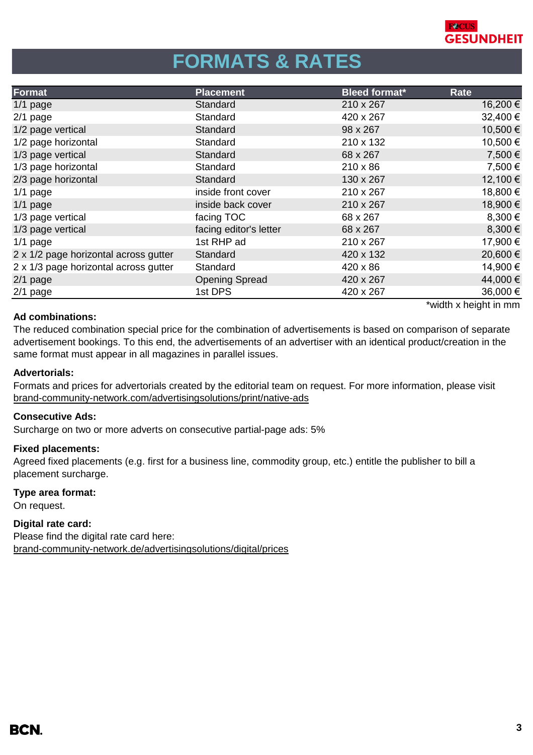# FORMATS & RATES

| Format | Placement | Bleed format* | Rate |
|---|---|---|---|
| 1/1 page | Standard | 210 x 267 | 16,200 € |
| 2/1 page | Standard | 420 x 267 | 32,400 € |
| 1/2 page vertical | Standard | 98 x 267 | 10,500 € |
| 1/2 page horizontal | Standard | 210 x 132 | 10,500 € |
| 1/3 page vertical | Standard | 68 x 267 | 7,500 € |
| 1/3 page horizontal | Standard | 210 x 86 | 7,500 € |
| 2/3 page horizontal | Standard | 130 x 267 | 12,100 € |
| 1/1 page | inside front cover | 210 x 267 | 18,800 € |
| 1/1 page | inside back cover | 210 x 267 | 18,900 € |
| 1/3 page vertical | facing TOC | 68 x 267 | 8,300 € |
| 1/3 page vertical | facing editor's letter | 68 x 267 | 8,300 € |
| 1/1 page | 1st RHP ad | 210 x 267 | 17,900 € |
| 2 x 1/2 page horizontal across gutter | Standard | 420 x 132 | 20,600 € |
| 2 x 1/3 page horizontal across gutter | Standard | 420 x 86 | 14,900 € |
| 2/1 page | Opening Spread | 420 x 267 | 44,000 € |
| 2/1 page | 1st DPS | 420 x 267 | 36,000 € |

*width x height in mm

**Ad combinations:**
The reduced combination special price for the combination of advertisements is based on comparison of separate advertisement bookings. To this end, the advertisements of an advertiser with an identical product/creation in the same format must appear in all magazines in parallel issues.

**Advertorials:**
Formats and prices for advertorials created by the editorial team on request. For more information, please visit brand-community-network.com/advertisingsolutions/print/native-ads

**Consecutive Ads:**
Surcharge on two or more adverts on consecutive partial-page ads: 5%

**Fixed placements:**
Agreed fixed placements (e.g. first for a business line, commodity group, etc.) entitle the publisher to bill a placement surcharge.

**Type area format:**
On request.

**Digital rate card:**
Please find the digital rate card here:
brand-community-network.de/advertisingsolutions/digital/prices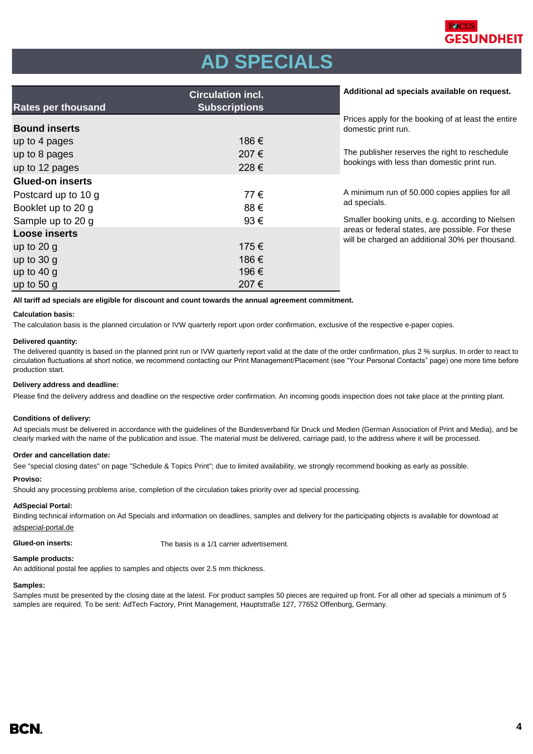# AD SPECIALS

| Rates per thousand | Circulation incl. Subscriptions |
|---|---|
| **Bound inserts** | |
| up to 4 pages | 186 € |
| up to 8 pages | 207 € |
| up to 12 pages | 228 € |
| **Glued-on inserts** | |
| Postcard up to 10 g | 77 € |
| Booklet up to 20 g | 88 € |
| Sample up to 20 g | 93 € |
| **Loose inserts** | |
| up to 20 g | 175 € |
| up to 30 g | 186 € |
| up to 40 g | 196 € |
| up to 50 g | 207 € |

**Additional ad specials available on request.**

Prices apply for the booking of at least the entire domestic print run.

The publisher reserves the right to reschedule bookings with less than domestic print run.

A minimum run of 50.000 copies applies for all ad specials.

Smaller booking units, e.g. according to Nielsen areas or federal states, are possible. For these will be charged an additional 30% per thousand.

**All tariff ad specials are eligible for discount and count towards the annual agreement commitment.**

**Calculation basis:**

The calculation basis is the planned circulation or IVW quarterly report upon order confirmation, exclusive of the respective e-paper copies.

**Delivered quantity:**

The delivered quantity is based on the planned print run or IVW quarterly report valid at the date of the order confirmation, plus 2 % surplus. In order to react to circulation fluctuations at short notice, we recommend contacting our Print Management/Placement (see "Your Personal Contacts" page) one more time before production start.

**Delivery address and deadline:**

Please find the delivery address and deadline on the respective order confirmation. An incoming goods inspection does not take place at the printing plant.

**Conditions of delivery:**

Ad specials must be delivered in accordance with the guidelines of the Bundesverband für Druck und Medien (German Association of Print and Media), and be clearly marked with the name of the publication and issue. The material must be delivered, carriage paid, to the address where it will be processed.

**Order and cancellation date:**

See "special closing dates" on page "Schedule & Topics Print"; due to limited availability, we strongly recommend booking as early as possible.

**Proviso:**

Should any processing problems arise, completion of the circulation takes priority over ad special processing.

**AdSpecial Portal:**

Binding technical information on Ad Specials and information on deadlines, samples and delivery for the participating objects is available for download at adspecial-portal.de

**Glued-on inserts:** The basis is a 1/1 carrier advertisement.

**Sample products:**

An additional postal fee applies to samples and objects over 2.5 mm thickness.

**Samples:**

Samples must be presented by the closing date at the latest. For product samples 50 pieces are required up front. For all other ad specials a minimum of 5 samples are required. To be sent: AdTech Factory, Print Management, Hauptstraße 127, 77652 Offenburg, Germany.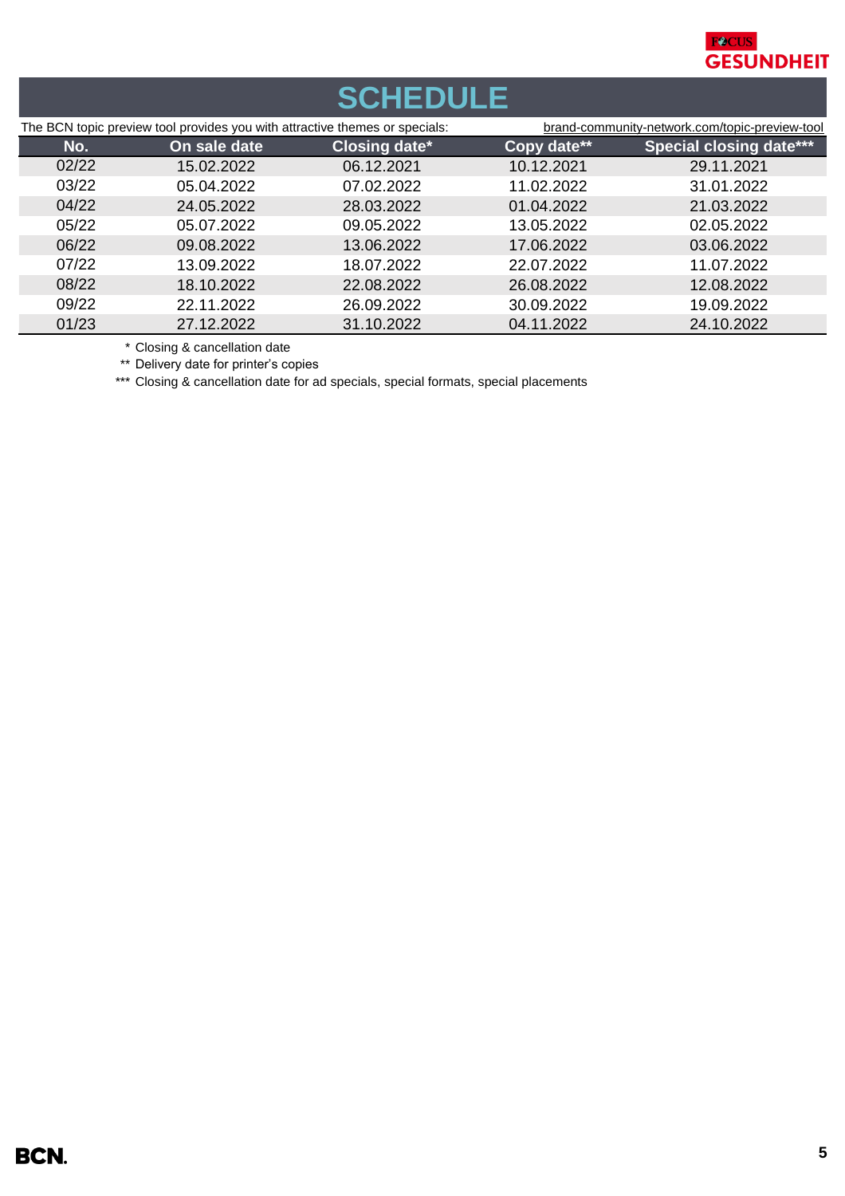FOCUS GESUNDHEIT

# SCHEDULE

The BCN topic preview tool provides you with attractive themes or specials: brand-community-network.com/topic-preview-tool

| No. | On sale date | Closing date* | Copy date** | Special closing date*** |
|---|---|---|---|---|
| 02/22 | 15.02.2022 | 06.12.2021 | 10.12.2021 | 29.11.2021 |
| 03/22 | 05.04.2022 | 07.02.2022 | 11.02.2022 | 31.01.2022 |
| 04/22 | 24.05.2022 | 28.03.2022 | 01.04.2022 | 21.03.2022 |
| 05/22 | 05.07.2022 | 09.05.2022 | 13.05.2022 | 02.05.2022 |
| 06/22 | 09.08.2022 | 13.06.2022 | 17.06.2022 | 03.06.2022 |
| 07/22 | 13.09.2022 | 18.07.2022 | 22.07.2022 | 11.07.2022 |
| 08/22 | 18.10.2022 | 22.08.2022 | 26.08.2022 | 12.08.2022 |
| 09/22 | 22.11.2022 | 26.09.2022 | 30.09.2022 | 19.09.2022 |
| 01/23 | 27.12.2022 | 31.10.2022 | 04.11.2022 | 24.10.2022 |

\* Closing & cancellation date

** Delivery date for printer's copies

*** Closing & cancellation date for ad specials, special formats, special placements

BCN.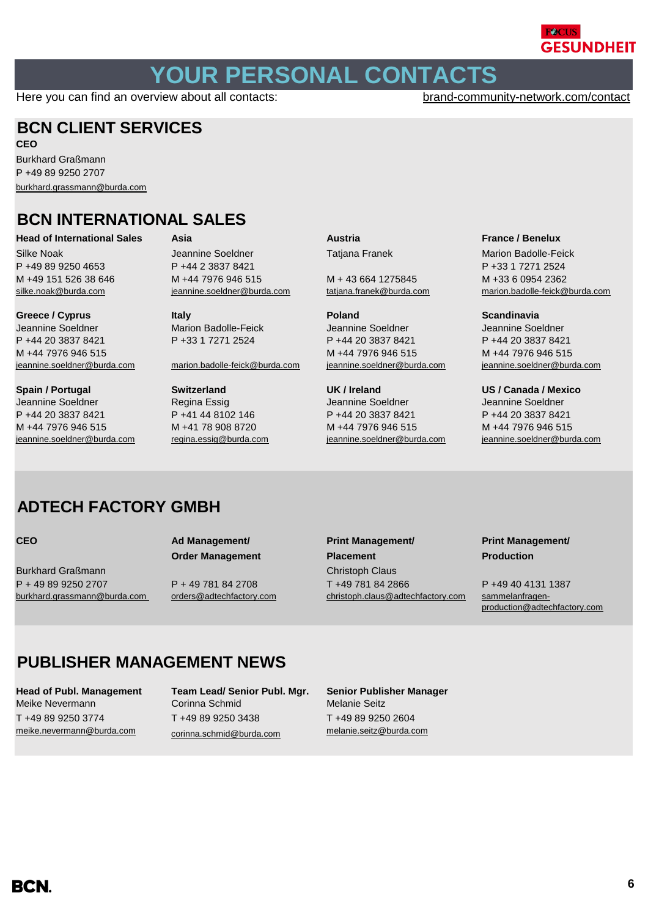# YOUR PERSONAL CONTACTS

Here you can find an overview about all contacts: brand-community-network.com/contact

## BCN CLIENT SERVICES

**CEO**
Burkhard Graßmann
P +49 89 9250 2707
burkhard.grassmann@burda.com

## BCN INTERNATIONAL SALES

**Head of International Sales**
Silke Noak
P +49 89 9250 4653
M +49 151 526 38 646
silke.noak@burda.com

**Asia**
Jeannine Soeldner
P +44 2 3837 8421
M +44 7976 946 515
jeannine.soeldner@burda.com

**Austria**
Tatjana Franek
M + 43 664 1275845
tatjana.franek@burda.com

**France / Benelux**
Marion Badolle-Feick
P +33 1 7271 2524
M +33 6 0954 2362
marion.badolle-feick@burda.com

**Greece / Cyprus**
Jeannine Soeldner
P +44 20 3837 8421
M +44 7976 946 515
jeannine.soeldner@burda.com

**Italy**
Marion Badolle-Feick
P +33 1 7271 2524
marion.badolle-feick@burda.com

**Poland**
Jeannine Soeldner
P +44 20 3837 8421
M +44 7976 946 515
jeannine.soeldner@burda.com

**Scandinavia**
Jeannine Soeldner
P +44 20 3837 8421
M +44 7976 946 515
jeannine.soeldner@burda.com

**Spain / Portugal**
Jeannine Soeldner
P +44 20 3837 8421
M +44 7976 946 515
jeannine.soeldner@burda.com

**Switzerland**
Regina Essig
P +41 44 8102 146
M +41 78 908 8720
regina.essig@burda.com

**UK / Ireland**
Jeannine Soeldner
P +44 20 3837 8421
M +44 7976 946 515
jeannine.soeldner@burda.com

**US / Canada / Mexico**
Jeannine Soeldner
P +44 20 3837 8421
M +44 7976 946 515
jeannine.soeldner@burda.com

## ADTECH FACTORY GMBH

**CEO**
Burkhard Graßmann
P + 49 89 9250 2707
burkhard.grassmann@burda.com

**Ad Management/ Order Management**
P + 49 781 84 2708
orders@adtechfactory.com

**Print Management/ Placement**
Christoph Claus
T +49 781 84 2866
christoph.claus@adtechfactory.com

**Print Management/ Production**
P +49 40 4131 1387
sammelanfragen-production@adtechfactory.com

## PUBLISHER MANAGEMENT NEWS

**Head of Publ. Management**
Meike Nevermann
T +49 89 9250 3774
meike.nevermann@burda.com

**Team Lead/ Senior Publ. Mgr.**
Corinna Schmid
T +49 89 9250 3438
corinna.schmid@burda.com

**Senior Publisher Manager**
Melanie Seitz
T +49 89 9250 2604
melanie.seitz@burda.com